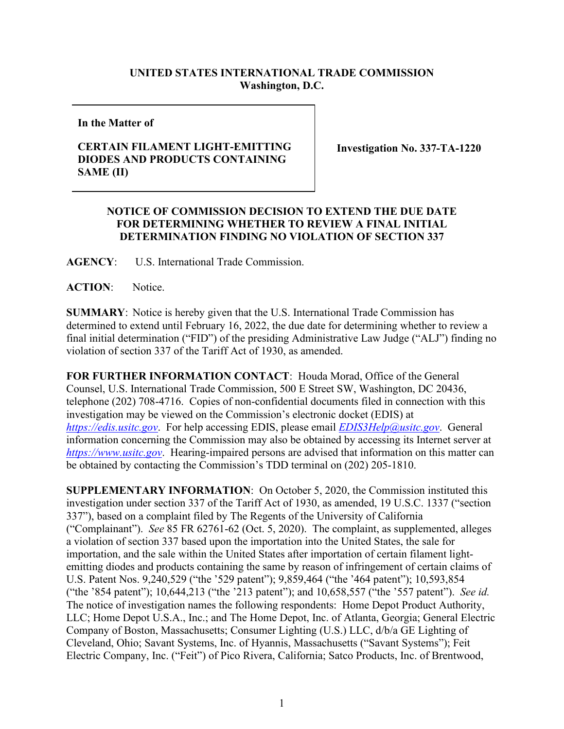**UNITED STATES INTERNATIONAL TRADE COMMISSION**
**Washington, D.C.**

| **In the Matter of**<br><br>**CERTAIN FILAMENT LIGHT-EMITTING DIODES AND PRODUCTS CONTAINING SAME (II)** | **Investigation No. 337-TA-1220** |
|---|---|

**NOTICE OF COMMISSION DECISION TO EXTEND THE DUE DATE FOR DETERMINING WHETHER TO REVIEW A FINAL INITIAL DETERMINATION FINDING NO VIOLATION OF SECTION 337**

**AGENCY**: U.S. International Trade Commission.

**ACTION**: Notice.

**SUMMARY**: Notice is hereby given that the U.S. International Trade Commission has determined to extend until February 16, 2022, the due date for determining whether to review a final initial determination ("FID") of the presiding Administrative Law Judge ("ALJ") finding no violation of section 337 of the Tariff Act of 1930, as amended.

**FOR FURTHER INFORMATION CONTACT**: Houda Morad, Office of the General Counsel, U.S. International Trade Commission, 500 E Street SW, Washington, DC 20436, telephone (202) 708-4716. Copies of non-confidential documents filed in connection with this investigation may be viewed on the Commission's electronic docket (EDIS) at *https://edis.usitc.gov*. For help accessing EDIS, please email *EDIS3Help@usitc.gov*. General information concerning the Commission may also be obtained by accessing its Internet server at *https://www.usitc.gov*. Hearing-impaired persons are advised that information on this matter can be obtained by contacting the Commission's TDD terminal on (202) 205-1810.

**SUPPLEMENTARY INFORMATION**: On October 5, 2020, the Commission instituted this investigation under section 337 of the Tariff Act of 1930, as amended, 19 U.S.C. 1337 ("section 337"), based on a complaint filed by The Regents of the University of California ("Complainant"). *See* 85 FR 62761-62 (Oct. 5, 2020). The complaint, as supplemented, alleges a violation of section 337 based upon the importation into the United States, the sale for importation, and the sale within the United States after importation of certain filament light-emitting diodes and products containing the same by reason of infringement of certain claims of U.S. Patent Nos. 9,240,529 ("the '529 patent"); 9,859,464 ("the '464 patent"); 10,593,854 ("the '854 patent"); 10,644,213 ("the '213 patent"); and 10,658,557 ("the '557 patent"). *See id.* The notice of investigation names the following respondents: Home Depot Product Authority, LLC; Home Depot U.S.A., Inc.; and The Home Depot, Inc. of Atlanta, Georgia; General Electric Company of Boston, Massachusetts; Consumer Lighting (U.S.) LLC, d/b/a GE Lighting of Cleveland, Ohio; Savant Systems, Inc. of Hyannis, Massachusetts ("Savant Systems"); Feit Electric Company, Inc. ("Feit") of Pico Rivera, California; Satco Products, Inc. of Brentwood,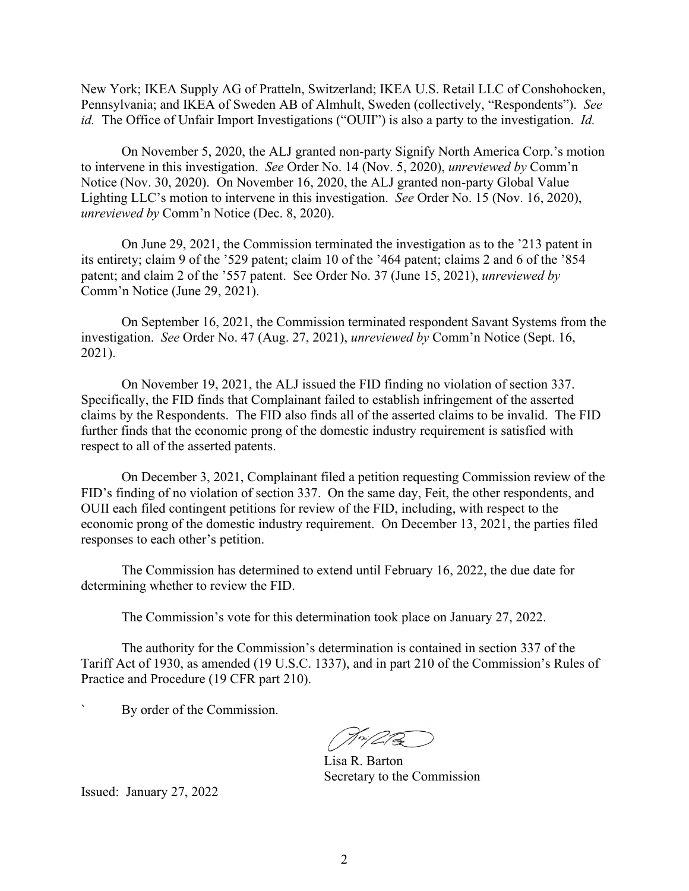New York; IKEA Supply AG of Pratteln, Switzerland; IKEA U.S. Retail LLC of Conshohocken, Pennsylvania; and IKEA of Sweden AB of Almhult, Sweden (collectively, "Respondents"). *See id.* The Office of Unfair Import Investigations ("OUII") is also a party to the investigation. *Id.*

On November 5, 2020, the ALJ granted non-party Signify North America Corp.'s motion to intervene in this investigation. *See* Order No. 14 (Nov. 5, 2020), *unreviewed by* Comm'n Notice (Nov. 30, 2020). On November 16, 2020, the ALJ granted non-party Global Value Lighting LLC's motion to intervene in this investigation. *See* Order No. 15 (Nov. 16, 2020), *unreviewed by* Comm'n Notice (Dec. 8, 2020).

On June 29, 2021, the Commission terminated the investigation as to the '213 patent in its entirety; claim 9 of the '529 patent; claim 10 of the '464 patent; claims 2 and 6 of the '854 patent; and claim 2 of the '557 patent. See Order No. 37 (June 15, 2021), *unreviewed by* Comm'n Notice (June 29, 2021).

On September 16, 2021, the Commission terminated respondent Savant Systems from the investigation. *See* Order No. 47 (Aug. 27, 2021), *unreviewed by* Comm'n Notice (Sept. 16, 2021).

On November 19, 2021, the ALJ issued the FID finding no violation of section 337. Specifically, the FID finds that Complainant failed to establish infringement of the asserted claims by the Respondents. The FID also finds all of the asserted claims to be invalid. The FID further finds that the economic prong of the domestic industry requirement is satisfied with respect to all of the asserted patents.

On December 3, 2021, Complainant filed a petition requesting Commission review of the FID's finding of no violation of section 337. On the same day, Feit, the other respondents, and OUII each filed contingent petitions for review of the FID, including, with respect to the economic prong of the domestic industry requirement. On December 13, 2021, the parties filed responses to each other's petition.

The Commission has determined to extend until February 16, 2022, the due date for determining whether to review the FID.

The Commission's vote for this determination took place on January 27, 2022.

The authority for the Commission's determination is contained in section 337 of the Tariff Act of 1930, as amended (19 U.S.C. 1337), and in part 210 of the Commission's Rules of Practice and Procedure (19 CFR part 210).

` By order of the Commission.

Lisa R. Barton
Secretary to the Commission

Issued: January 27, 2022